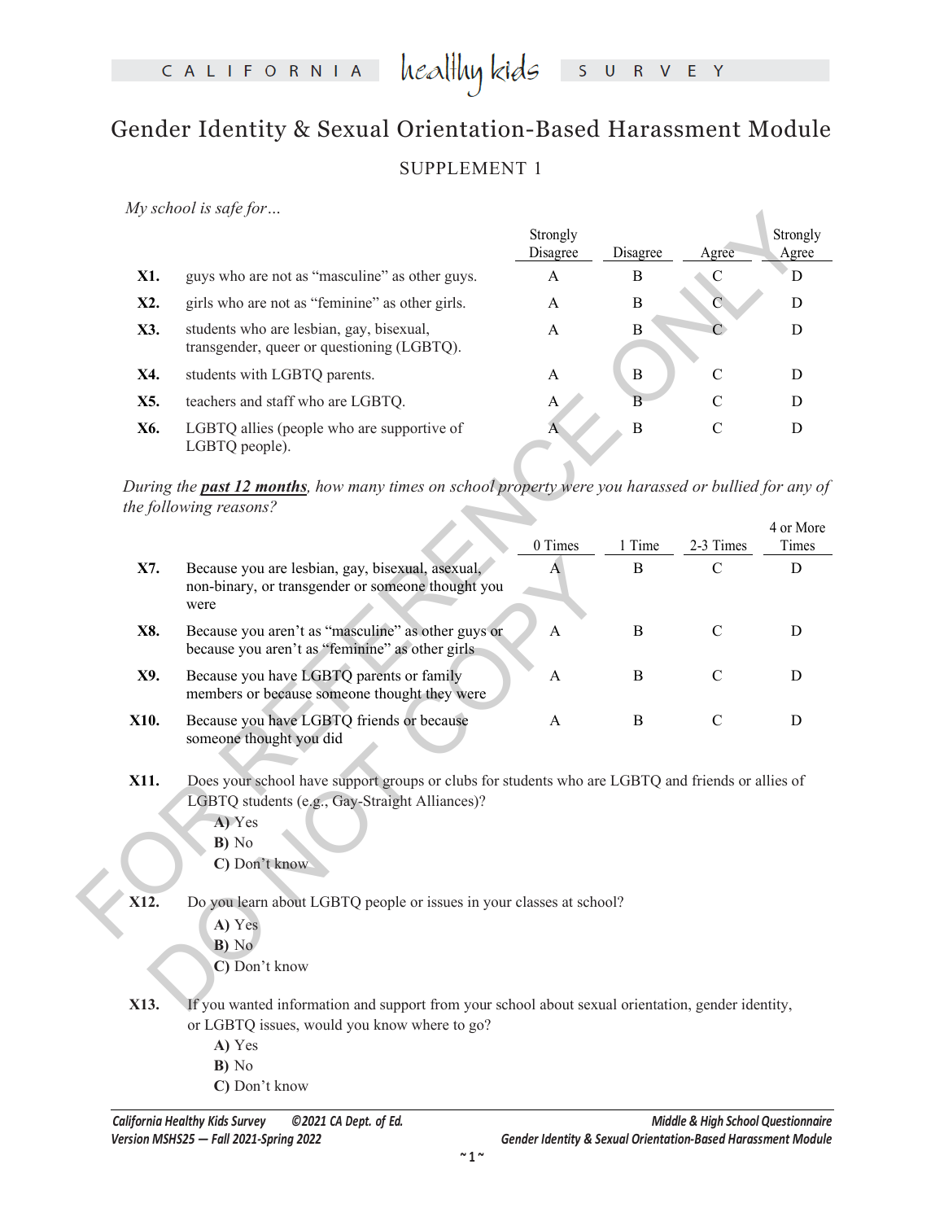# Gender Identity & Sexual Orientation-Based Harassment Module

SUPPLEMENT 1

*My school is safe for…*

| | | Strongly Disagree | Disagree | Agree | Strongly Agree |
|---|---|---|---|---|---|
| **X1.** | guys who are not as "masculine" as other guys. | A | B | C | D |
| **X2.** | girls who are not as "feminine" as other girls. | A | B | C | D |
| **X3.** | students who are lesbian, gay, bisexual, transgender, queer or questioning (LGBTQ). | A | B | C | D |
| **X4.** | students with LGBTQ parents. | A | B | C | D |
| **X5.** | teachers and staff who are LGBTQ. | A | B | C | D |
| **X6.** | LGBTQ allies (people who are supportive of LGBTQ people). | A | B | C | D |

*During the* ***past 12 months****, how many times on school property were you harassed or bullied for any of the following reasons?*

| | | 0 Times | 1 Time | 2-3 Times | 4 or More Times |
|---|---|---|---|---|---|
| **X7.** | Because you are lesbian, gay, bisexual, asexual, non-binary, or transgender or someone thought you were | A | B | C | D |
| **X8.** | Because you aren't as "masculine" as other guys or because you aren't as "feminine" as other girls | A | B | C | D |
| **X9.** | Because you have LGBTQ parents or family members or because someone thought they were | A | B | C | D |
| **X10.** | Because you have LGBTQ friends or because someone thought you did | A | B | C | D |

**X11.** Does your school have support groups or clubs for students who are LGBTQ and friends or allies of LGBTQ students (e.g., Gay-Straight Alliances)?

**A)** Yes
**B)** No
**C)** Don't know

**X12.** Do you learn about LGBTQ people or issues in your classes at school?

**A)** Yes
**B)** No
**C)** Don't know

**X13.** If you wanted information and support from your school about sexual orientation, gender identity, or LGBTQ issues, would you know where to go?

**A)** Yes
**B)** No
**C)** Don't know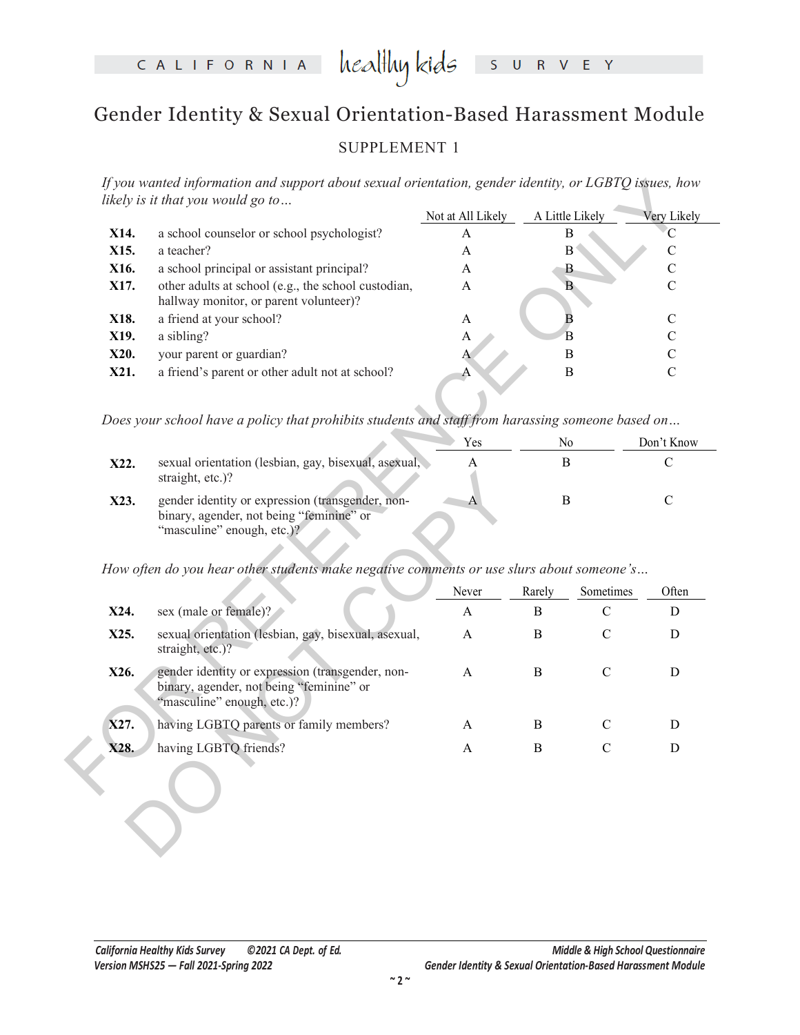# Gender Identity & Sexual Orientation-Based Harassment Module

## SUPPLEMENT 1

*If you wanted information and support about sexual orientation, gender identity, or LGBTQ issues, how likely is it that you would go to…*

| | | Not at All Likely | A Little Likely | Very Likely |
|---|---|---|---|---|
| **X14.** | a school counselor or school psychologist? | A | B | C |
| **X15.** | a teacher? | A | B | C |
| **X16.** | a school principal or assistant principal? | A | B | C |
| **X17.** | other adults at school (e.g., the school custodian, hallway monitor, or parent volunteer)? | A | B | C |
| **X18.** | a friend at your school? | A | B | C |
| **X19.** | a sibling? | A | B | C |
| **X20.** | your parent or guardian? | A | B | C |
| **X21.** | a friend's parent or other adult not at school? | A | B | C |

*Does your school have a policy that prohibits students and staff from harassing someone based on…*

| | | Yes | No | Don't Know |
|---|---|---|---|---|
| **X22.** | sexual orientation (lesbian, gay, bisexual, asexual, straight, etc.)? | A | B | C |
| **X23.** | gender identity or expression (transgender, non-binary, agender, not being "feminine" or "masculine" enough, etc.)? | A | B | C |

*How often do you hear other students make negative comments or use slurs about someone's…*

| | | Never | Rarely | Sometimes | Often |
|---|---|---|---|---|---|
| **X24.** | sex (male or female)? | A | B | C | D |
| **X25.** | sexual orientation (lesbian, gay, bisexual, asexual, straight, etc.)? | A | B | C | D |
| **X26.** | gender identity or expression (transgender, non-binary, agender, not being "feminine" or "masculine" enough, etc.)? | A | B | C | D |
| **X27.** | having LGBTQ parents or family members? | A | B | C | D |
| **X28.** | having LGBTQ friends? | A | B | C | D |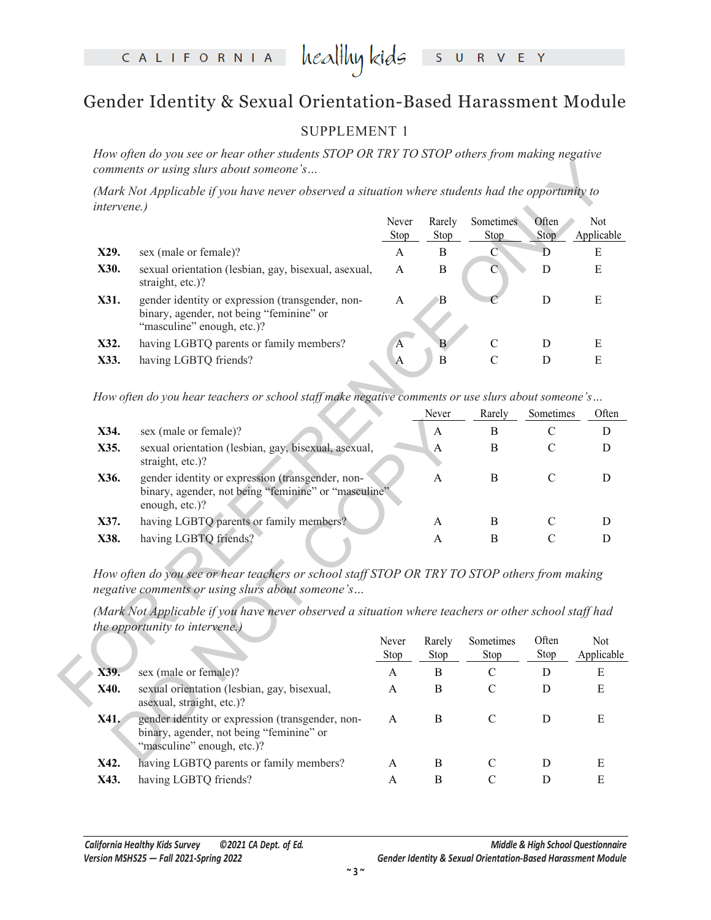# Gender Identity & Sexual Orientation-Based Harassment Module

## SUPPLEMENT 1

*How often do you see or hear other students STOP OR TRY TO STOP others from making negative comments or using slurs about someone's…*

*(Mark Not Applicable if you have never observed a situation where students had the opportunity to intervene.)*

| | | Never Stop | Rarely Stop | Sometimes Stop | Often Stop | Not Applicable |
|---|---|---|---|---|---|---|
| **X29.** | sex (male or female)? | A | B | C | D | E |
| **X30.** | sexual orientation (lesbian, gay, bisexual, asexual, straight, etc.)? | A | B | C | D | E |
| **X31.** | gender identity or expression (transgender, non-binary, agender, not being "feminine" or "masculine" enough, etc.)? | A | B | C | D | E |
| **X32.** | having LGBTQ parents or family members? | A | B | C | D | E |
| **X33.** | having LGBTQ friends? | A | B | C | D | E |

*How often do you hear teachers or school staff make negative comments or use slurs about someone's…*

| | | Never | Rarely | Sometimes | Often |
|---|---|---|---|---|---|
| **X34.** | sex (male or female)? | A | B | C | D |
| **X35.** | sexual orientation (lesbian, gay, bisexual, asexual, straight, etc.)? | A | B | C | D |
| **X36.** | gender identity or expression (transgender, non-binary, agender, not being "feminine" or "masculine" enough, etc.)? | A | B | C | D |
| **X37.** | having LGBTQ parents or family members? | A | B | C | D |
| **X38.** | having LGBTQ friends? | A | B | C | D |

*How often do you see or hear teachers or school staff STOP OR TRY TO STOP others from making negative comments or using slurs about someone's…*

*(Mark Not Applicable if you have never observed a situation where teachers or other school staff had the opportunity to intervene.)*

| | | Never Stop | Rarely Stop | Sometimes Stop | Often Stop | Not Applicable |
|---|---|---|---|---|---|---|
| **X39.** | sex (male or female)? | A | B | C | D | E |
| **X40.** | sexual orientation (lesbian, gay, bisexual, asexual, straight, etc.)? | A | B | C | D | E |
| **X41.** | gender identity or expression (transgender, non-binary, agender, not being "feminine" or "masculine" enough, etc.)? | A | B | C | D | E |
| **X42.** | having LGBTQ parents or family members? | A | B | C | D | E |
| **X43.** | having LGBTQ friends? | A | B | C | D | E |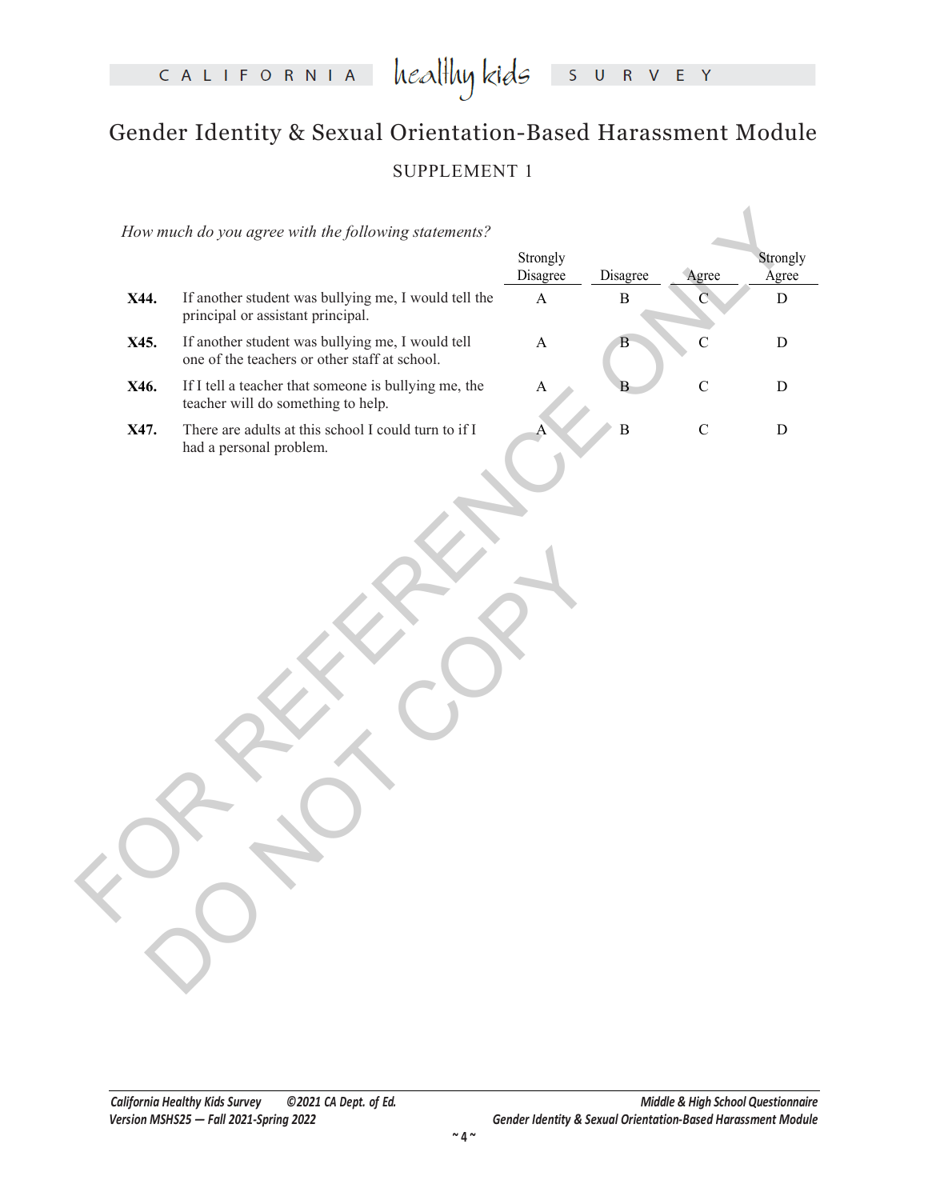# Gender Identity & Sexual Orientation-Based Harassment Module

## SUPPLEMENT 1

*How much do you agree with the following statements?*

| | | Strongly Disagree | Disagree | Agree | Strongly Agree |
|---|---|---|---|---|---|
| **X44.** | If another student was bullying me, I would tell the principal or assistant principal. | A | B | C | D |
| **X45.** | If another student was bullying me, I would tell one of the teachers or other staff at school. | A | B | C | D |
| **X46.** | If I tell a teacher that someone is bullying me, the teacher will do something to help. | A | B | C | D |
| **X47.** | There are adults at this school I could turn to if I had a personal problem. | A | B | C | D |